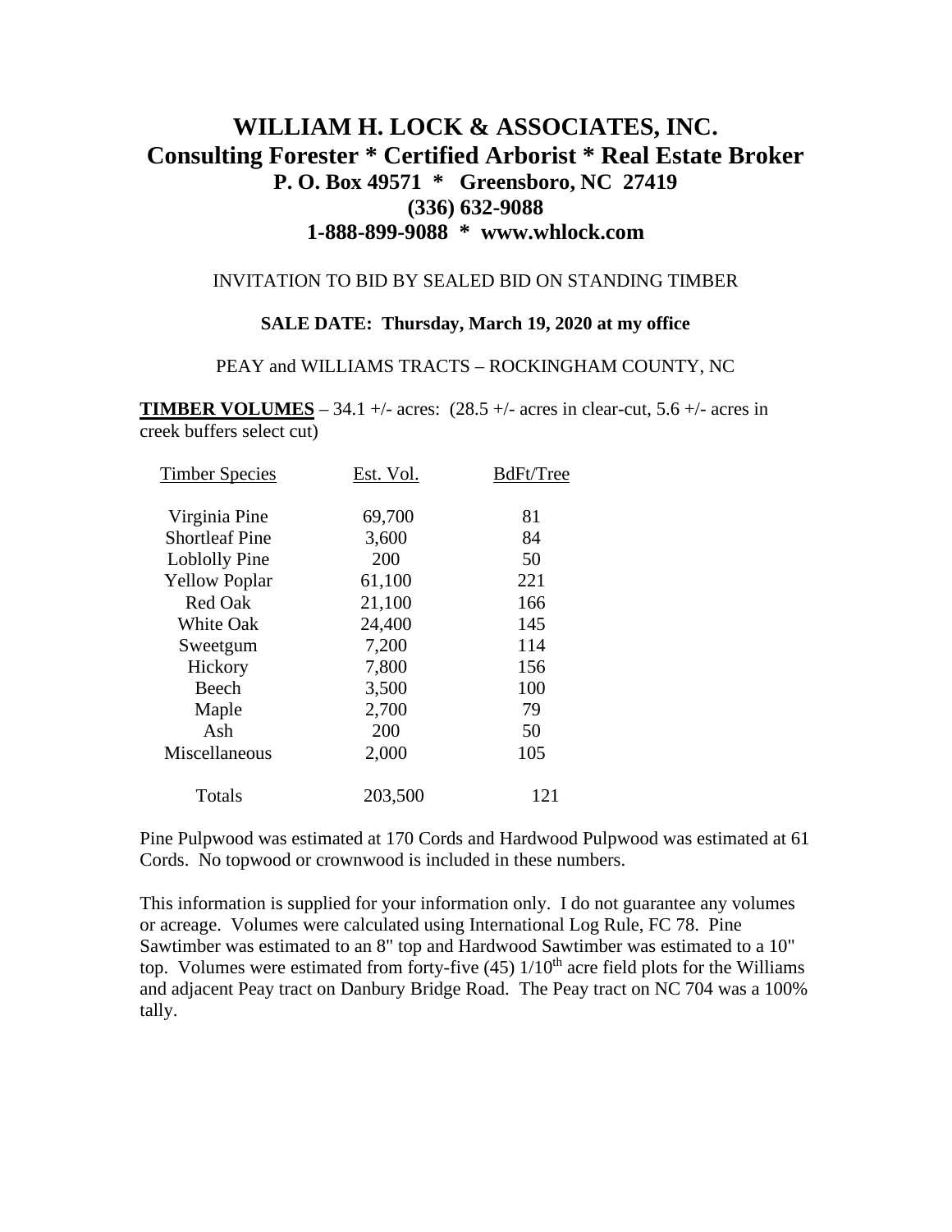# WILLIAM H. LOCK & ASSOCIATES, INC.
## Consulting Forester * Certified Arborist * Real Estate Broker
### P. O. Box 49571 * Greensboro, NC 27419
### (336) 632-9088
### 1-888-899-9088 * www.whlock.com

INVITATION TO BID BY SEALED BID ON STANDING TIMBER

**SALE DATE: Thursday, March 19, 2020 at my office**

PEAY and WILLIAMS TRACTS – ROCKINGHAM COUNTY, NC

**TIMBER VOLUMES** – 34.1 +/- acres: (28.5 +/- acres in clear-cut, 5.6 +/- acres in creek buffers select cut)

| Timber Species | Est. Vol. | BdFt/Tree |
|---|---|---|
| Virginia Pine | 69,700 | 81 |
| Shortleaf Pine | 3,600 | 84 |
| Loblolly Pine | 200 | 50 |
| Yellow Poplar | 61,100 | 221 |
| Red Oak | 21,100 | 166 |
| White Oak | 24,400 | 145 |
| Sweetgum | 7,200 | 114 |
| Hickory | 7,800 | 156 |
| Beech | 3,500 | 100 |
| Maple | 2,700 | 79 |
| Ash | 200 | 50 |
| Miscellaneous | 2,000 | 105 |
| Totals | 203,500 | 121 |

Pine Pulpwood was estimated at 170 Cords and Hardwood Pulpwood was estimated at 61 Cords. No topwood or crownwood is included in these numbers.

This information is supplied for your information only. I do not guarantee any volumes or acreage. Volumes were calculated using International Log Rule, FC 78. Pine Sawtimber was estimated to an 8" top and Hardwood Sawtimber was estimated to a 10" top. Volumes were estimated from forty-five (45) 1/10th acre field plots for the Williams and adjacent Peay tract on Danbury Bridge Road. The Peay tract on NC 704 was a 100% tally.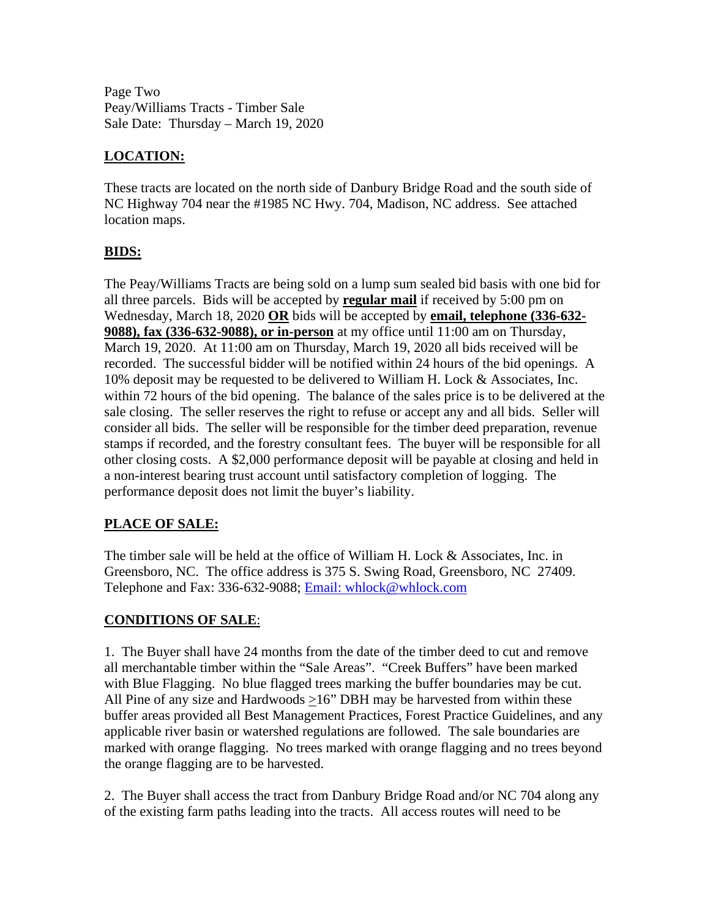Page Two
Peay/Williams Tracts - Timber Sale
Sale Date: Thursday – March 19, 2020

## LOCATION:

These tracts are located on the north side of Danbury Bridge Road and the south side of NC Highway 704 near the #1985 NC Hwy. 704, Madison, NC address. See attached location maps.

## BIDS:

The Peay/Williams Tracts are being sold on a lump sum sealed bid basis with one bid for all three parcels. Bids will be accepted by **regular mail** if received by 5:00 pm on Wednesday, March 18, 2020 **OR** bids will be accepted by **email, telephone (336-632-9088), fax (336-632-9088), or in-person** at my office until 11:00 am on Thursday, March 19, 2020. At 11:00 am on Thursday, March 19, 2020 all bids received will be recorded. The successful bidder will be notified within 24 hours of the bid openings. A 10% deposit may be requested to be delivered to William H. Lock & Associates, Inc. within 72 hours of the bid opening. The balance of the sales price is to be delivered at the sale closing. The seller reserves the right to refuse or accept any and all bids. Seller will consider all bids. The seller will be responsible for the timber deed preparation, revenue stamps if recorded, and the forestry consultant fees. The buyer will be responsible for all other closing costs. A $2,000 performance deposit will be payable at closing and held in a non-interest bearing trust account until satisfactory completion of logging. The performance deposit does not limit the buyer's liability.

## PLACE OF SALE:

The timber sale will be held at the office of William H. Lock & Associates, Inc. in Greensboro, NC. The office address is 375 S. Swing Road, Greensboro, NC 27409. Telephone and Fax: 336-632-9088; Email: whlock@whlock.com

## CONDITIONS OF SALE:

1. The Buyer shall have 24 months from the date of the timber deed to cut and remove all merchantable timber within the "Sale Areas". "Creek Buffers" have been marked with Blue Flagging. No blue flagged trees marking the buffer boundaries may be cut. All Pine of any size and Hardwoods ≥16" DBH may be harvested from within these buffer areas provided all Best Management Practices, Forest Practice Guidelines, and any applicable river basin or watershed regulations are followed. The sale boundaries are marked with orange flagging. No trees marked with orange flagging and no trees beyond the orange flagging are to be harvested.

2. The Buyer shall access the tract from Danbury Bridge Road and/or NC 704 along any of the existing farm paths leading into the tracts. All access routes will need to be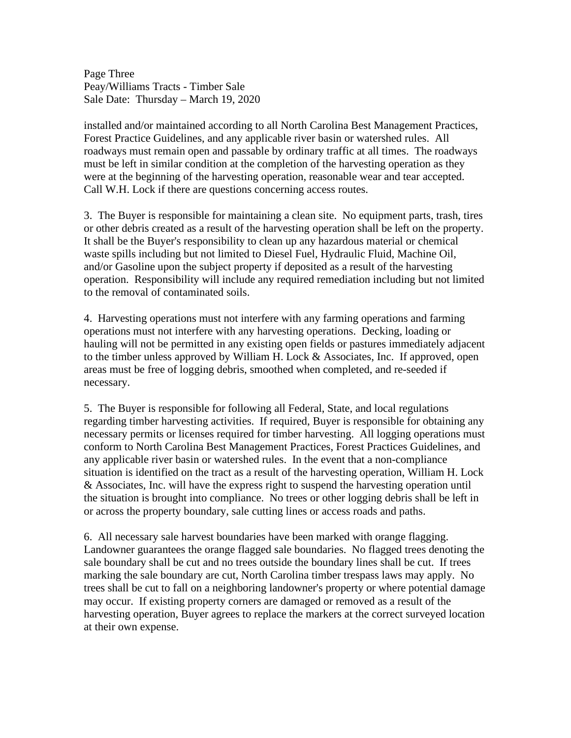installed and/or maintained according to all North Carolina Best Management Practices, Forest Practice Guidelines, and any applicable river basin or watershed rules. All roadways must remain open and passable by ordinary traffic at all times. The roadways must be left in similar condition at the completion of the harvesting operation as they were at the beginning of the harvesting operation, reasonable wear and tear accepted. Call W.H. Lock if there are questions concerning access routes.

3. The Buyer is responsible for maintaining a clean site. No equipment parts, trash, tires or other debris created as a result of the harvesting operation shall be left on the property. It shall be the Buyer's responsibility to clean up any hazardous material or chemical waste spills including but not limited to Diesel Fuel, Hydraulic Fluid, Machine Oil, and/or Gasoline upon the subject property if deposited as a result of the harvesting operation. Responsibility will include any required remediation including but not limited to the removal of contaminated soils.

4. Harvesting operations must not interfere with any farming operations and farming operations must not interfere with any harvesting operations. Decking, loading or hauling will not be permitted in any existing open fields or pastures immediately adjacent to the timber unless approved by William H. Lock & Associates, Inc. If approved, open areas must be free of logging debris, smoothed when completed, and re-seeded if necessary.

5. The Buyer is responsible for following all Federal, State, and local regulations regarding timber harvesting activities. If required, Buyer is responsible for obtaining any necessary permits or licenses required for timber harvesting. All logging operations must conform to North Carolina Best Management Practices, Forest Practices Guidelines, and any applicable river basin or watershed rules. In the event that a non-compliance situation is identified on the tract as a result of the harvesting operation, William H. Lock & Associates, Inc. will have the express right to suspend the harvesting operation until the situation is brought into compliance. No trees or other logging debris shall be left in or across the property boundary, sale cutting lines or access roads and paths.

6. All necessary sale harvest boundaries have been marked with orange flagging. Landowner guarantees the orange flagged sale boundaries. No flagged trees denoting the sale boundary shall be cut and no trees outside the boundary lines shall be cut. If trees marking the sale boundary are cut, North Carolina timber trespass laws may apply. No trees shall be cut to fall on a neighboring landowner's property or where potential damage may occur. If existing property corners are damaged or removed as a result of the harvesting operation, Buyer agrees to replace the markers at the correct surveyed location at their own expense.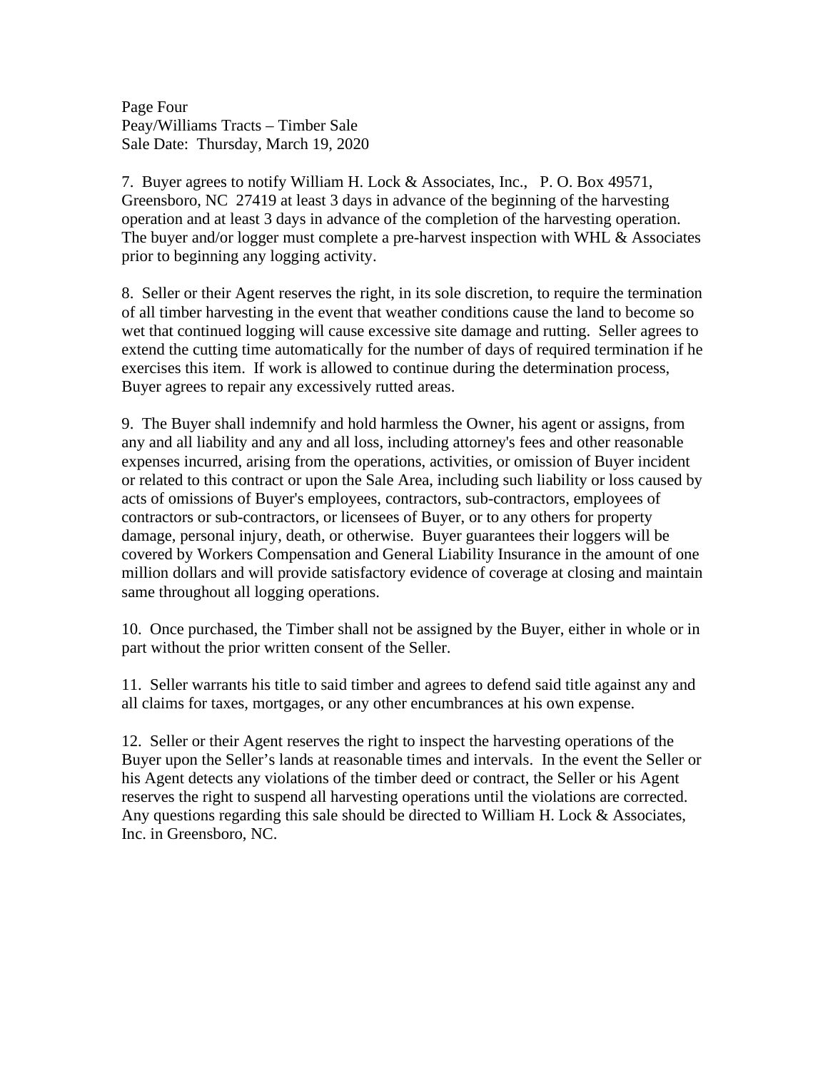7. Buyer agrees to notify William H. Lock & Associates, Inc., P. O. Box 49571, Greensboro, NC 27419 at least 3 days in advance of the beginning of the harvesting operation and at least 3 days in advance of the completion of the harvesting operation. The buyer and/or logger must complete a pre-harvest inspection with WHL & Associates prior to beginning any logging activity.

8. Seller or their Agent reserves the right, in its sole discretion, to require the termination of all timber harvesting in the event that weather conditions cause the land to become so wet that continued logging will cause excessive site damage and rutting. Seller agrees to extend the cutting time automatically for the number of days of required termination if he exercises this item. If work is allowed to continue during the determination process, Buyer agrees to repair any excessively rutted areas.

9. The Buyer shall indemnify and hold harmless the Owner, his agent or assigns, from any and all liability and any and all loss, including attorney's fees and other reasonable expenses incurred, arising from the operations, activities, or omission of Buyer incident or related to this contract or upon the Sale Area, including such liability or loss caused by acts of omissions of Buyer's employees, contractors, sub-contractors, employees of contractors or sub-contractors, or licensees of Buyer, or to any others for property damage, personal injury, death, or otherwise. Buyer guarantees their loggers will be covered by Workers Compensation and General Liability Insurance in the amount of one million dollars and will provide satisfactory evidence of coverage at closing and maintain same throughout all logging operations.

10. Once purchased, the Timber shall not be assigned by the Buyer, either in whole or in part without the prior written consent of the Seller.

11. Seller warrants his title to said timber and agrees to defend said title against any and all claims for taxes, mortgages, or any other encumbrances at his own expense.

12. Seller or their Agent reserves the right to inspect the harvesting operations of the Buyer upon the Seller's lands at reasonable times and intervals. In the event the Seller or his Agent detects any violations of the timber deed or contract, the Seller or his Agent reserves the right to suspend all harvesting operations until the violations are corrected. Any questions regarding this sale should be directed to William H. Lock & Associates, Inc. in Greensboro, NC.